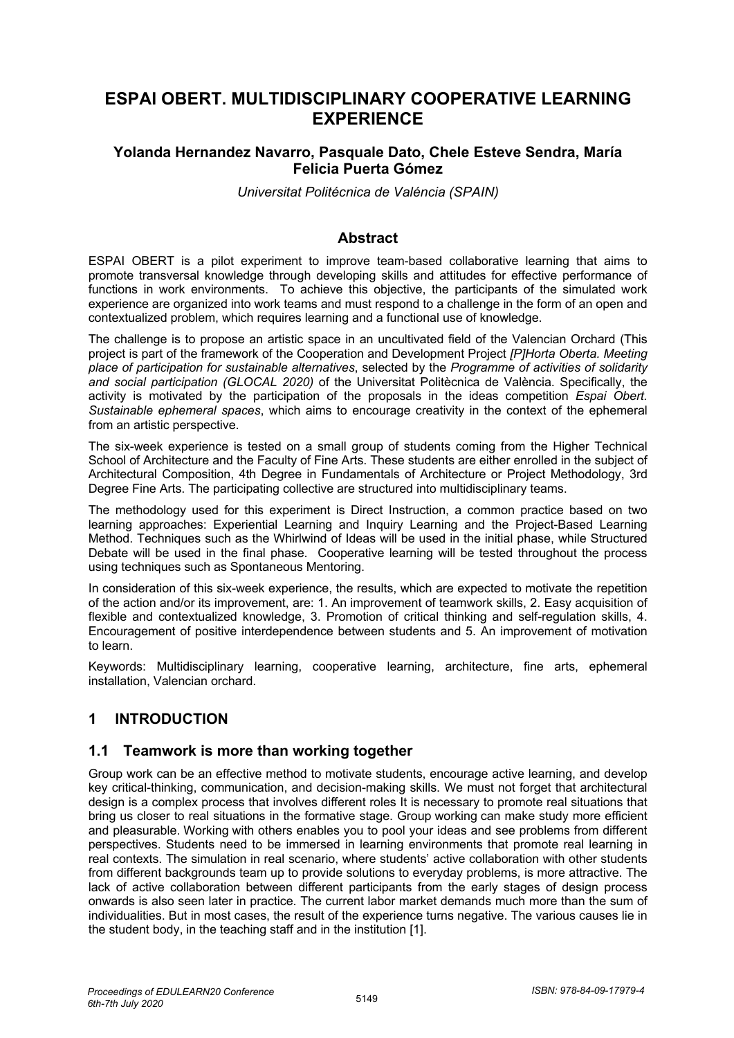# ESPAI OBERT. MULTIDISCIPLINARY COOPERATIVE LEARNING EXPERIENCE

**Yolanda Hernandez Navarro, Pasquale Dato, Chele Esteve Sendra, María Felicia Puerta Gómez**

*Universitat Politécnica de Valéncia (SPAIN)*

## Abstract

ESPAI OBERT is a pilot experiment to improve team-based collaborative learning that aims to promote transversal knowledge through developing skills and attitudes for effective performance of functions in work environments. To achieve this objective, the participants of the simulated work experience are organized into work teams and must respond to a challenge in the form of an open and contextualized problem, which requires learning and a functional use of knowledge.

The challenge is to propose an artistic space in an uncultivated field of the Valencian Orchard (This project is part of the framework of the Cooperation and Development Project *[P]Horta Oberta. Meeting place of participation for sustainable alternatives*, selected by the *Programme of activities of solidarity and social participation (GLOCAL 2020)* of the Universitat Politècnica de València. Specifically, the activity is motivated by the participation of the proposals in the ideas competition *Espai Obert. Sustainable ephemeral spaces*, which aims to encourage creativity in the context of the ephemeral from an artistic perspective.

The six-week experience is tested on a small group of students coming from the Higher Technical School of Architecture and the Faculty of Fine Arts. These students are either enrolled in the subject of Architectural Composition, 4th Degree in Fundamentals of Architecture or Project Methodology, 3rd Degree Fine Arts. The participating collective are structured into multidisciplinary teams.

The methodology used for this experiment is Direct Instruction, a common practice based on two learning approaches: Experiential Learning and Inquiry Learning and the Project-Based Learning Method. Techniques such as the Whirlwind of Ideas will be used in the initial phase, while Structured Debate will be used in the final phase. Cooperative learning will be tested throughout the process using techniques such as Spontaneous Mentoring.

In consideration of this six-week experience, the results, which are expected to motivate the repetition of the action and/or its improvement, are: 1. An improvement of teamwork skills, 2. Easy acquisition of flexible and contextualized knowledge, 3. Promotion of critical thinking and self-regulation skills, 4. Encouragement of positive interdependence between students and 5. An improvement of motivation to learn.

Keywords: Multidisciplinary learning, cooperative learning, architecture, fine arts, ephemeral installation, Valencian orchard.

## 1 INTRODUCTION

### 1.1 Teamwork is more than working together

Group work can be an effective method to motivate students, encourage active learning, and develop key critical-thinking, communication, and decision-making skills. We must not forget that architectural design is a complex process that involves different roles It is necessary to promote real situations that bring us closer to real situations in the formative stage. Group working can make study more efficient and pleasurable. Working with others enables you to pool your ideas and see problems from different perspectives. Students need to be immersed in learning environments that promote real learning in real contexts. The simulation in real scenario, where students' active collaboration with other students from different backgrounds team up to provide solutions to everyday problems, is more attractive. The lack of active collaboration between different participants from the early stages of design process onwards is also seen later in practice. The current labor market demands much more than the sum of individualities. But in most cases, the result of the experience turns negative. The various causes lie in the student body, in the teaching staff and in the institution [1].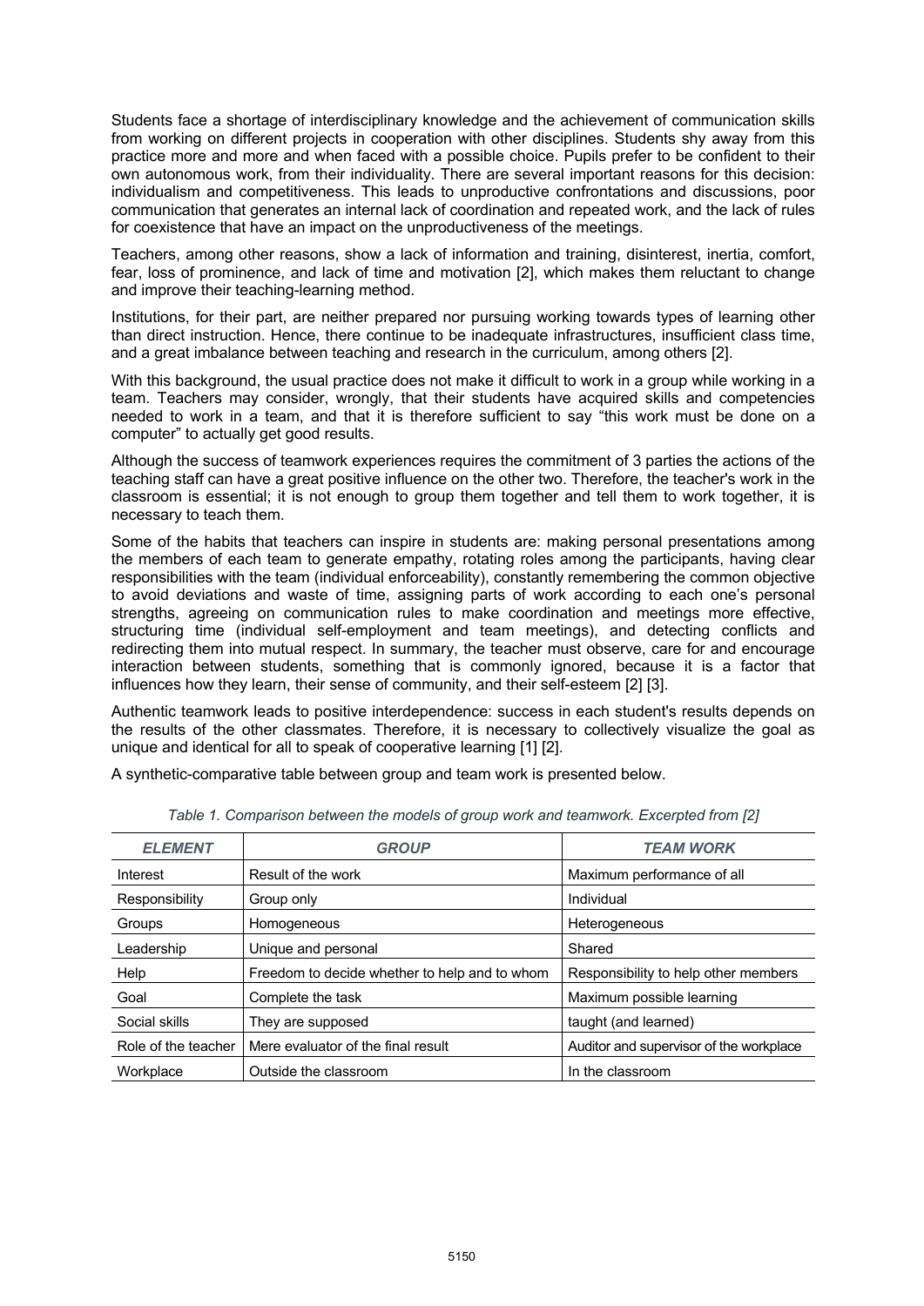Students face a shortage of interdisciplinary knowledge and the achievement of communication skills from working on different projects in cooperation with other disciplines. Students shy away from this practice more and more and when faced with a possible choice. Pupils prefer to be confident to their own autonomous work, from their individuality. There are several important reasons for this decision: individualism and competitiveness. This leads to unproductive confrontations and discussions, poor communication that generates an internal lack of coordination and repeated work, and the lack of rules for coexistence that have an impact on the unproductiveness of the meetings.

Teachers, among other reasons, show a lack of information and training, disinterest, inertia, comfort, fear, loss of prominence, and lack of time and motivation [2], which makes them reluctant to change and improve their teaching-learning method.

Institutions, for their part, are neither prepared nor pursuing working towards types of learning other than direct instruction. Hence, there continue to be inadequate infrastructures, insufficient class time, and a great imbalance between teaching and research in the curriculum, among others [2].

With this background, the usual practice does not make it difficult to work in a group while working in a team. Teachers may consider, wrongly, that their students have acquired skills and competencies needed to work in a team, and that it is therefore sufficient to say "this work must be done on a computer" to actually get good results.

Although the success of teamwork experiences requires the commitment of 3 parties the actions of the teaching staff can have a great positive influence on the other two. Therefore, the teacher's work in the classroom is essential; it is not enough to group them together and tell them to work together, it is necessary to teach them.

Some of the habits that teachers can inspire in students are: making personal presentations among the members of each team to generate empathy, rotating roles among the participants, having clear responsibilities with the team (individual enforceability), constantly remembering the common objective to avoid deviations and waste of time, assigning parts of work according to each one's personal strengths, agreeing on communication rules to make coordination and meetings more effective, structuring time (individual self-employment and team meetings), and detecting conflicts and redirecting them into mutual respect. In summary, the teacher must observe, care for and encourage interaction between students, something that is commonly ignored, because it is a factor that influences how they learn, their sense of community, and their self-esteem [2] [3].

Authentic teamwork leads to positive interdependence: success in each student's results depends on the results of the other classmates. Therefore, it is necessary to collectively visualize the goal as unique and identical for all to speak of cooperative learning [1] [2].

A synthetic-comparative table between group and team work is presented below.

*Table 1. Comparison between the models of group work and teamwork. Excerpted from [2]*

| *ELEMENT* | *GROUP* | *TEAM WORK* |
|---|---|---|
| Interest | Result of the work | Maximum performance of all |
| Responsibility | Group only | Individual |
| Groups | Homogeneous | Heterogeneous |
| Leadership | Unique and personal | Shared |
| Help | Freedom to decide whether to help and to whom | Responsibility to help other members |
| Goal | Complete the task | Maximum possible learning |
| Social skills | They are supposed | taught (and learned) |
| Role of the teacher | Mere evaluator of the final result | Auditor and supervisor of the workplace |
| Workplace | Outside the classroom | In the classroom |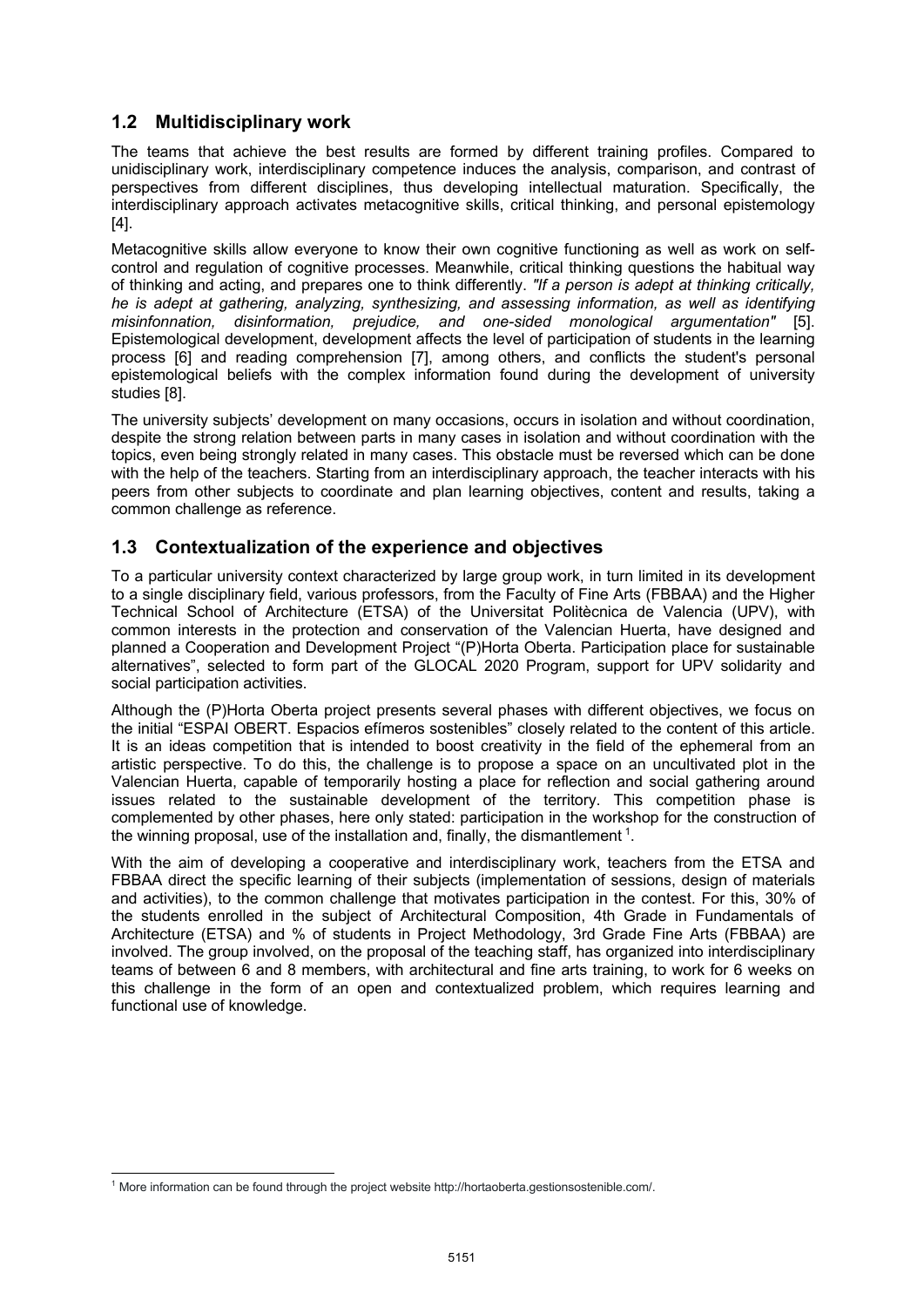## 1.2 Multidisciplinary work

The teams that achieve the best results are formed by different training profiles. Compared to unidisciplinary work, interdisciplinary competence induces the analysis, comparison, and contrast of perspectives from different disciplines, thus developing intellectual maturation. Specifically, the interdisciplinary approach activates metacognitive skills, critical thinking, and personal epistemology [4].

Metacognitive skills allow everyone to know their own cognitive functioning as well as work on self-control and regulation of cognitive processes. Meanwhile, critical thinking questions the habitual way of thinking and acting, and prepares one to think differently. *"If a person is adept at thinking critically, he is adept at gathering, analyzing, synthesizing, and assessing information, as well as identifying misinfonnation, disinformation, prejudice, and one-sided monological argumentation"* [5]. Epistemological development, development affects the level of participation of students in the learning process [6] and reading comprehension [7], among others, and conflicts the student's personal epistemological beliefs with the complex information found during the development of university studies [8].

The university subjects' development on many occasions, occurs in isolation and without coordination, despite the strong relation between parts in many cases in isolation and without coordination with the topics, even being strongly related in many cases. This obstacle must be reversed which can be done with the help of the teachers. Starting from an interdisciplinary approach, the teacher interacts with his peers from other subjects to coordinate and plan learning objectives, content and results, taking a common challenge as reference.

## 1.3 Contextualization of the experience and objectives

To a particular university context characterized by large group work, in turn limited in its development to a single disciplinary field, various professors, from the Faculty of Fine Arts (FBBAA) and the Higher Technical School of Architecture (ETSA) of the Universitat Politècnica de Valencia (UPV), with common interests in the protection and conservation of the Valencian Huerta, have designed and planned a Cooperation and Development Project "(P)Horta Oberta. Participation place for sustainable alternatives", selected to form part of the GLOCAL 2020 Program, support for UPV solidarity and social participation activities.

Although the (P)Horta Oberta project presents several phases with different objectives, we focus on the initial "ESPAI OBERT. Espacios efímeros sostenibles" closely related to the content of this article. It is an ideas competition that is intended to boost creativity in the field of the ephemeral from an artistic perspective. To do this, the challenge is to propose a space on an uncultivated plot in the Valencian Huerta, capable of temporarily hosting a place for reflection and social gathering around issues related to the sustainable development of the territory. This competition phase is complemented by other phases, here only stated: participation in the workshop for the construction of the winning proposal, use of the installation and, finally, the dismantlement [1].

With the aim of developing a cooperative and interdisciplinary work, teachers from the ETSA and FBBAA direct the specific learning of their subjects (implementation of sessions, design of materials and activities), to the common challenge that motivates participation in the contest. For this, 30% of the students enrolled in the subject of Architectural Composition, 4th Grade in Fundamentals of Architecture (ETSA) and % of students in Project Methodology, 3rd Grade Fine Arts (FBBAA) are involved. The group involved, on the proposal of the teaching staff, has organized into interdisciplinary teams of between 6 and 8 members, with architectural and fine arts training, to work for 6 weeks on this challenge in the form of an open and contextualized problem, which requires learning and functional use of knowledge.

[1] More information can be found through the project website http://hortaoberta.gestionsostenible.com/.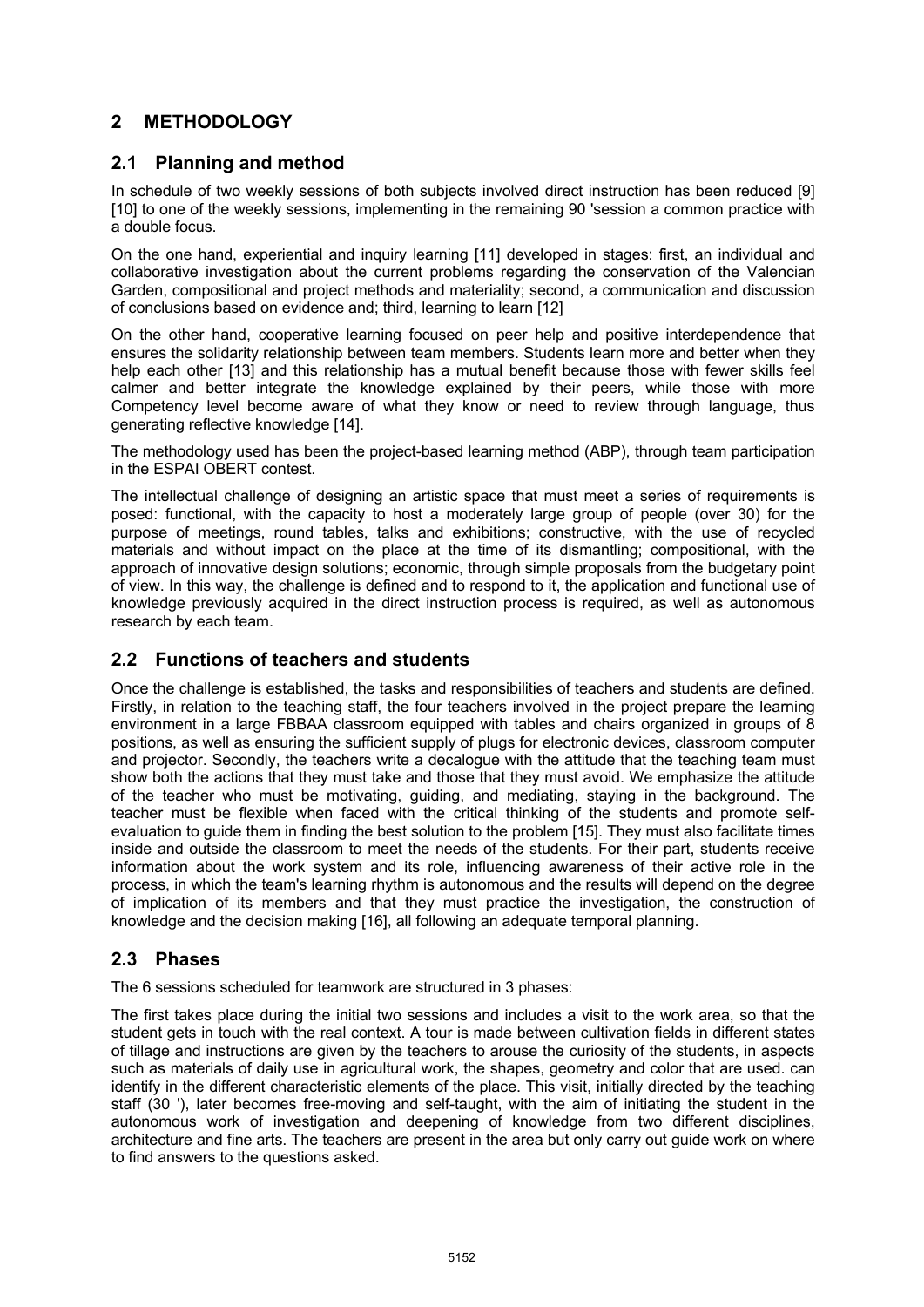## 2 METHODOLOGY

### 2.1 Planning and method

In schedule of two weekly sessions of both subjects involved direct instruction has been reduced [9] [10] to one of the weekly sessions, implementing in the remaining 90 'session a common practice with a double focus.

On the one hand, experiential and inquiry learning [11] developed in stages: first, an individual and collaborative investigation about the current problems regarding the conservation of the Valencian Garden, compositional and project methods and materiality; second, a communication and discussion of conclusions based on evidence and; third, learning to learn [12]

On the other hand, cooperative learning focused on peer help and positive interdependence that ensures the solidarity relationship between team members. Students learn more and better when they help each other [13] and this relationship has a mutual benefit because those with fewer skills feel calmer and better integrate the knowledge explained by their peers, while those with more Competency level become aware of what they know or need to review through language, thus generating reflective knowledge [14].

The methodology used has been the project-based learning method (ABP), through team participation in the ESPAI OBERT contest.

The intellectual challenge of designing an artistic space that must meet a series of requirements is posed: functional, with the capacity to host a moderately large group of people (over 30) for the purpose of meetings, round tables, talks and exhibitions; constructive, with the use of recycled materials and without impact on the place at the time of its dismantling; compositional, with the approach of innovative design solutions; economic, through simple proposals from the budgetary point of view. In this way, the challenge is defined and to respond to it, the application and functional use of knowledge previously acquired in the direct instruction process is required, as well as autonomous research by each team.

### 2.2 Functions of teachers and students

Once the challenge is established, the tasks and responsibilities of teachers and students are defined. Firstly, in relation to the teaching staff, the four teachers involved in the project prepare the learning environment in a large FBBAA classroom equipped with tables and chairs organized in groups of 8 positions, as well as ensuring the sufficient supply of plugs for electronic devices, classroom computer and projector. Secondly, the teachers write a decalogue with the attitude that the teaching team must show both the actions that they must take and those that they must avoid. We emphasize the attitude of the teacher who must be motivating, guiding, and mediating, staying in the background. The teacher must be flexible when faced with the critical thinking of the students and promote self-evaluation to guide them in finding the best solution to the problem [15]. They must also facilitate times inside and outside the classroom to meet the needs of the students. For their part, students receive information about the work system and its role, influencing awareness of their active role in the process, in which the team's learning rhythm is autonomous and the results will depend on the degree of implication of its members and that they must practice the investigation, the construction of knowledge and the decision making [16], all following an adequate temporal planning.

### 2.3 Phases

The 6 sessions scheduled for teamwork are structured in 3 phases:

The first takes place during the initial two sessions and includes a visit to the work area, so that the student gets in touch with the real context. A tour is made between cultivation fields in different states of tillage and instructions are given by the teachers to arouse the curiosity of the students, in aspects such as materials of daily use in agricultural work, the shapes, geometry and color that are used. can identify in the different characteristic elements of the place. This visit, initially directed by the teaching staff (30 '), later becomes free-moving and self-taught, with the aim of initiating the student in the autonomous work of investigation and deepening of knowledge from two different disciplines, architecture and fine arts. The teachers are present in the area but only carry out guide work on where to find answers to the questions asked.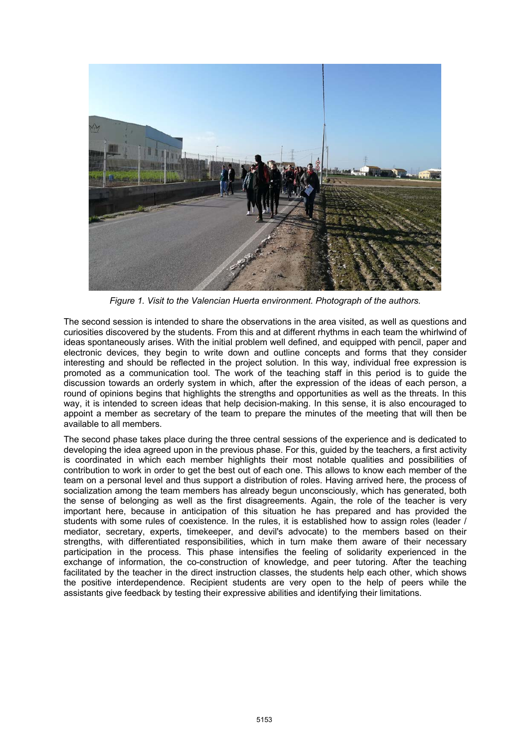*Figure 1. Visit to the Valencian Huerta environment. Photograph of the authors.*

The second session is intended to share the observations in the area visited, as well as questions and curiosities discovered by the students. From this and at different rhythms in each team the whirlwind of ideas spontaneously arises. With the initial problem well defined, and equipped with pencil, paper and electronic devices, they begin to write down and outline concepts and forms that they consider interesting and should be reflected in the project solution. In this way, individual free expression is promoted as a communication tool. The work of the teaching staff in this period is to guide the discussion towards an orderly system in which, after the expression of the ideas of each person, a round of opinions begins that highlights the strengths and opportunities as well as the threats. In this way, it is intended to screen ideas that help decision-making. In this sense, it is also encouraged to appoint a member as secretary of the team to prepare the minutes of the meeting that will then be available to all members.

The second phase takes place during the three central sessions of the experience and is dedicated to developing the idea agreed upon in the previous phase. For this, guided by the teachers, a first activity is coordinated in which each member highlights their most notable qualities and possibilities of contribution to work in order to get the best out of each one. This allows to know each member of the team on a personal level and thus support a distribution of roles. Having arrived here, the process of socialization among the team members has already begun unconsciously, which has generated, both the sense of belonging as well as the first disagreements. Again, the role of the teacher is very important here, because in anticipation of this situation he has prepared and has provided the students with some rules of coexistence. In the rules, it is established how to assign roles (leader / mediator, secretary, experts, timekeeper, and devil's advocate) to the members based on their strengths, with differentiated responsibilities, which in turn make them aware of their necessary participation in the process. This phase intensifies the feeling of solidarity experienced in the exchange of information, the co-construction of knowledge, and peer tutoring. After the teaching facilitated by the teacher in the direct instruction classes, the students help each other, which shows the positive interdependence. Recipient students are very open to the help of peers while the assistants give feedback by testing their expressive abilities and identifying their limitations.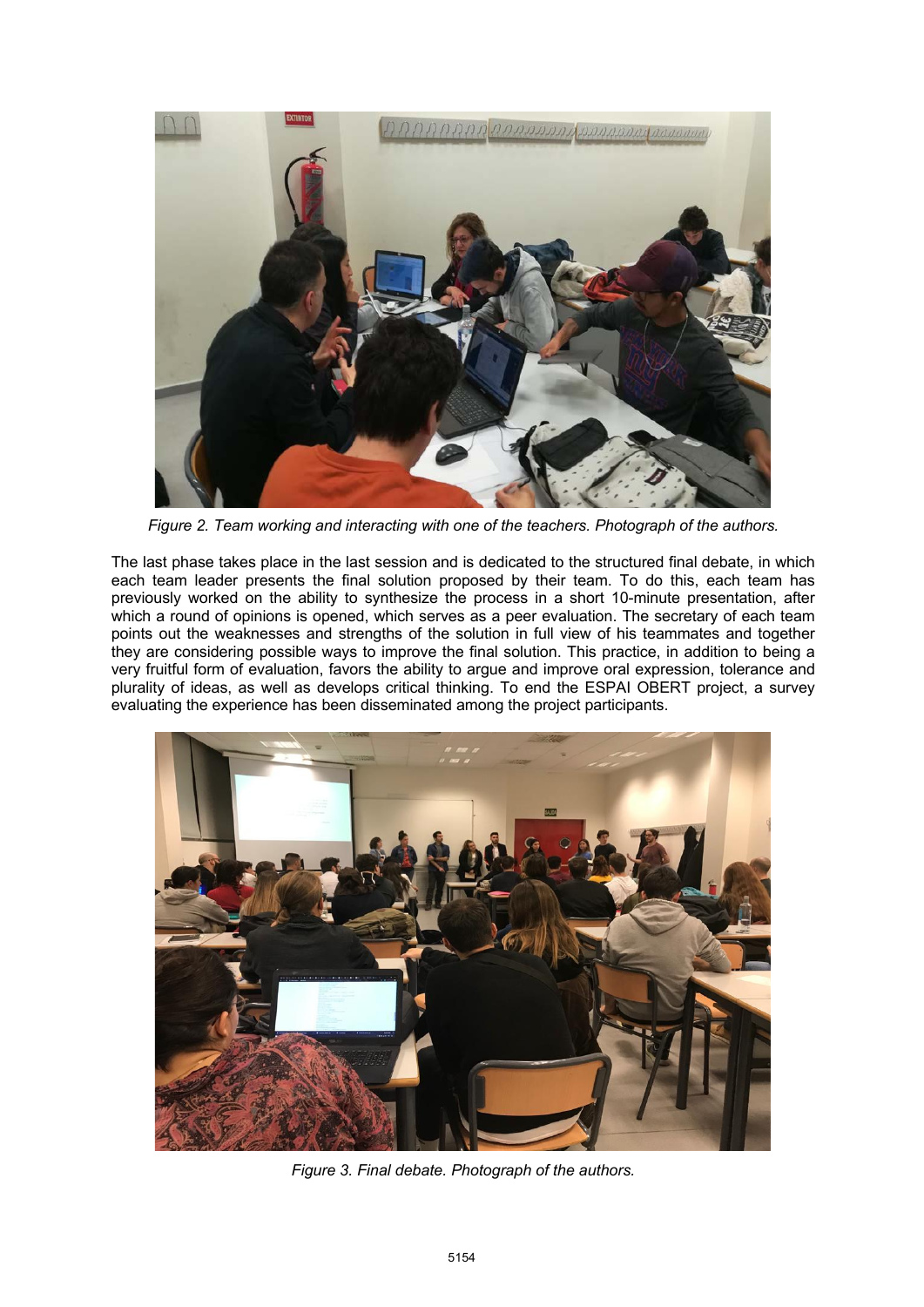*Figure 2. Team working and interacting with one of the teachers. Photograph of the authors.*

The last phase takes place in the last session and is dedicated to the structured final debate, in which each team leader presents the final solution proposed by their team. To do this, each team has previously worked on the ability to synthesize the process in a short 10-minute presentation, after which a round of opinions is opened, which serves as a peer evaluation. The secretary of each team points out the weaknesses and strengths of the solution in full view of his teammates and together they are considering possible ways to improve the final solution. This practice, in addition to being a very fruitful form of evaluation, favors the ability to argue and improve oral expression, tolerance and plurality of ideas, as well as develops critical thinking. To end the ESPAI OBERT project, a survey evaluating the experience has been disseminated among the project participants.

*Figure 3. Final debate. Photograph of the authors.*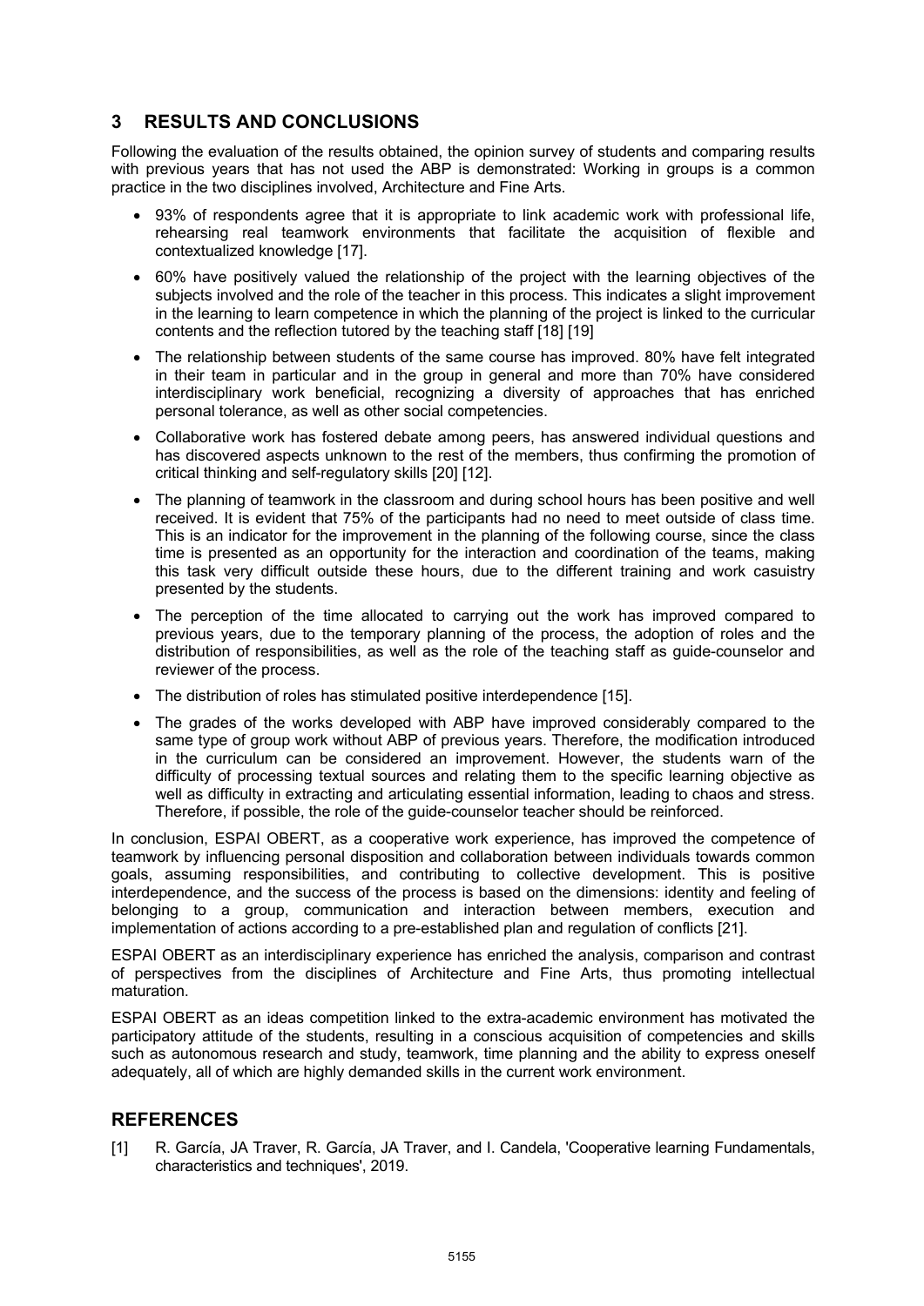## 3 RESULTS AND CONCLUSIONS

Following the evaluation of the results obtained, the opinion survey of students and comparing results with previous years that has not used the ABP is demonstrated: Working in groups is a common practice in the two disciplines involved, Architecture and Fine Arts.

- 93% of respondents agree that it is appropriate to link academic work with professional life, rehearsing real teamwork environments that facilitate the acquisition of flexible and contextualized knowledge [17].
- 60% have positively valued the relationship of the project with the learning objectives of the subjects involved and the role of the teacher in this process. This indicates a slight improvement in the learning to learn competence in which the planning of the project is linked to the curricular contents and the reflection tutored by the teaching staff [18] [19]
- The relationship between students of the same course has improved. 80% have felt integrated in their team in particular and in the group in general and more than 70% have considered interdisciplinary work beneficial, recognizing a diversity of approaches that has enriched personal tolerance, as well as other social competencies.
- Collaborative work has fostered debate among peers, has answered individual questions and has discovered aspects unknown to the rest of the members, thus confirming the promotion of critical thinking and self-regulatory skills [20] [12].
- The planning of teamwork in the classroom and during school hours has been positive and well received. It is evident that 75% of the participants had no need to meet outside of class time. This is an indicator for the improvement in the planning of the following course, since the class time is presented as an opportunity for the interaction and coordination of the teams, making this task very difficult outside these hours, due to the different training and work casuistry presented by the students.
- The perception of the time allocated to carrying out the work has improved compared to previous years, due to the temporary planning of the process, the adoption of roles and the distribution of responsibilities, as well as the role of the teaching staff as guide-counselor and reviewer of the process.
- The distribution of roles has stimulated positive interdependence [15].
- The grades of the works developed with ABP have improved considerably compared to the same type of group work without ABP of previous years. Therefore, the modification introduced in the curriculum can be considered an improvement. However, the students warn of the difficulty of processing textual sources and relating them to the specific learning objective as well as difficulty in extracting and articulating essential information, leading to chaos and stress. Therefore, if possible, the role of the guide-counselor teacher should be reinforced.

In conclusion, ESPAI OBERT, as a cooperative work experience, has improved the competence of teamwork by influencing personal disposition and collaboration between individuals towards common goals, assuming responsibilities, and contributing to collective development. This is positive interdependence, and the success of the process is based on the dimensions: identity and feeling of belonging to a group, communication and interaction between members, execution and implementation of actions according to a pre-established plan and regulation of conflicts [21].

ESPAI OBERT as an interdisciplinary experience has enriched the analysis, comparison and contrast of perspectives from the disciplines of Architecture and Fine Arts, thus promoting intellectual maturation.

ESPAI OBERT as an ideas competition linked to the extra-academic environment has motivated the participatory attitude of the students, resulting in a conscious acquisition of competencies and skills such as autonomous research and study, teamwork, time planning and the ability to express oneself adequately, all of which are highly demanded skills in the current work environment.

## REFERENCES

[1] R. García, JA Traver, R. García, JA Traver, and I. Candela, 'Cooperative learning Fundamentals, characteristics and techniques', 2019.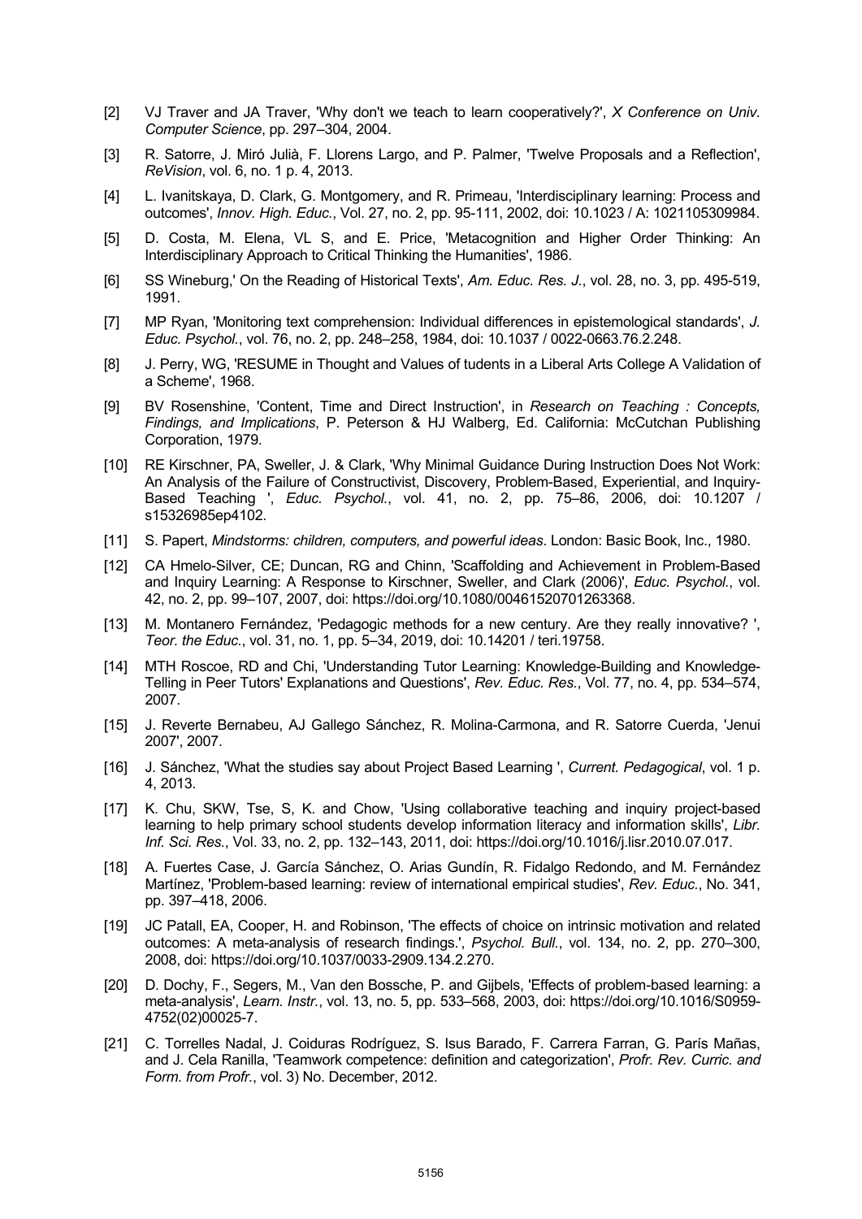[2] VJ Traver and JA Traver, 'Why don't we teach to learn cooperatively?', *X Conference on Univ. Computer Science*, pp. 297–304, 2004.

[3] R. Satorre, J. Miró Julià, F. Llorens Largo, and P. Palmer, 'Twelve Proposals and a Reflection', *ReVision*, vol. 6, no. 1 p. 4, 2013.

[4] L. Ivanitskaya, D. Clark, G. Montgomery, and R. Primeau, 'Interdisciplinary learning: Process and outcomes', *Innov. High. Educ.*, Vol. 27, no. 2, pp. 95-111, 2002, doi: 10.1023 / A: 1021105309984.

[5] D. Costa, M. Elena, VL S, and E. Price, 'Metacognition and Higher Order Thinking: An Interdisciplinary Approach to Critical Thinking the Humanities', 1986.

[6] SS Wineburg,' On the Reading of Historical Texts', *Am. Educ. Res. J.*, vol. 28, no. 3, pp. 495-519, 1991.

[7] MP Ryan, 'Monitoring text comprehension: Individual differences in epistemological standards', *J. Educ. Psychol.*, vol. 76, no. 2, pp. 248–258, 1984, doi: 10.1037 / 0022-0663.76.2.248.

[8] J. Perry, WG, 'RESUME in Thought and Values of tudents in a Liberal Arts College A Validation of a Scheme', 1968.

[9] BV Rosenshine, 'Content, Time and Direct Instruction', in *Research on Teaching : Concepts, Findings, and Implications*, P. Peterson & HJ Walberg, Ed. California: McCutchan Publishing Corporation, 1979.

[10] RE Kirschner, PA, Sweller, J. & Clark, 'Why Minimal Guidance During Instruction Does Not Work: An Analysis of the Failure of Constructivist, Discovery, Problem-Based, Experiential, and Inquiry-Based Teaching ', *Educ. Psychol.*, vol. 41, no. 2, pp. 75–86, 2006, doi: 10.1207 / s15326985ep4102.

[11] S. Papert, *Mindstorms: children, computers, and powerful ideas*. London: Basic Book, Inc., 1980.

[12] CA Hmelo-Silver, CE; Duncan, RG and Chinn, 'Scaffolding and Achievement in Problem-Based and Inquiry Learning: A Response to Kirschner, Sweller, and Clark (2006)', *Educ. Psychol.*, vol. 42, no. 2, pp. 99–107, 2007, doi: https://doi.org/10.1080/00461520701263368.

[13] M. Montanero Fernández, 'Pedagogic methods for a new century. Are they really innovative? ', *Teor. the Educ.*, vol. 31, no. 1, pp. 5–34, 2019, doi: 10.14201 / teri.19758.

[14] MTH Roscoe, RD and Chi, 'Understanding Tutor Learning: Knowledge-Building and Knowledge-Telling in Peer Tutors' Explanations and Questions', *Rev. Educ. Res.*, Vol. 77, no. 4, pp. 534–574, 2007.

[15] J. Reverte Bernabeu, AJ Gallego Sánchez, R. Molina-Carmona, and R. Satorre Cuerda, 'Jenui 2007', 2007.

[16] J. Sánchez, 'What the studies say about Project Based Learning ', *Current. Pedagogical*, vol. 1 p. 4, 2013.

[17] K. Chu, SKW, Tse, S, K. and Chow, 'Using collaborative teaching and inquiry project-based learning to help primary school students develop information literacy and information skills', *Libr. Inf. Sci. Res.*, Vol. 33, no. 2, pp. 132–143, 2011, doi: https://doi.org/10.1016/j.lisr.2010.07.017.

[18] A. Fuertes Case, J. García Sánchez, O. Arias Gundín, R. Fidalgo Redondo, and M. Fernández Martínez, 'Problem-based learning: review of international empirical studies', *Rev. Educ.*, No. 341, pp. 397–418, 2006.

[19] JC Patall, EA, Cooper, H. and Robinson, 'The effects of choice on intrinsic motivation and related outcomes: A meta-analysis of research findings.', *Psychol. Bull.*, vol. 134, no. 2, pp. 270–300, 2008, doi: https://doi.org/10.1037/0033-2909.134.2.270.

[20] D. Dochy, F., Segers, M., Van den Bossche, P. and Gijbels, 'Effects of problem-based learning: a meta-analysis', *Learn. Instr.*, vol. 13, no. 5, pp. 533–568, 2003, doi: https://doi.org/10.1016/S0959-4752(02)00025-7.

[21] C. Torrelles Nadal, J. Coiduras Rodríguez, S. Isus Barado, F. Carrera Farran, G. París Mañas, and J. Cela Ranilla, 'Teamwork competence: definition and categorization', *Profr. Rev. Curric. and Form. from Profr.*, vol. 3) No. December, 2012.